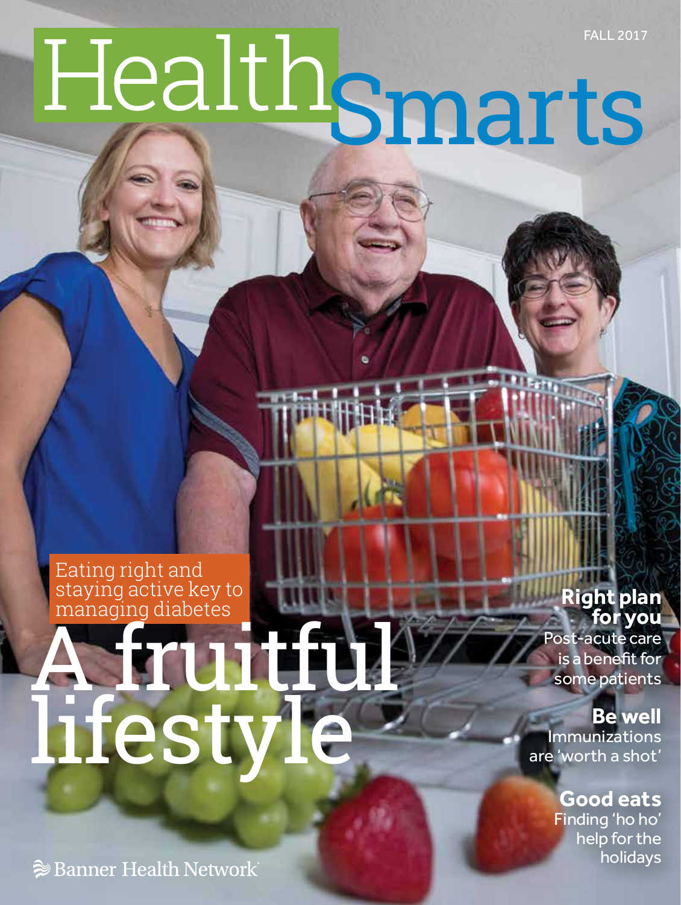FALL 2017

# Health Smarts

Eating right and staying active key to managing diabetes

## A fruitful lifestyle

**Right plan for you**
Post-acute care is a benefit for some patients

**Be well**
Immunizations are 'worth a shot'

**Good eats**
Finding 'ho ho' help for the holidays

Banner Health Network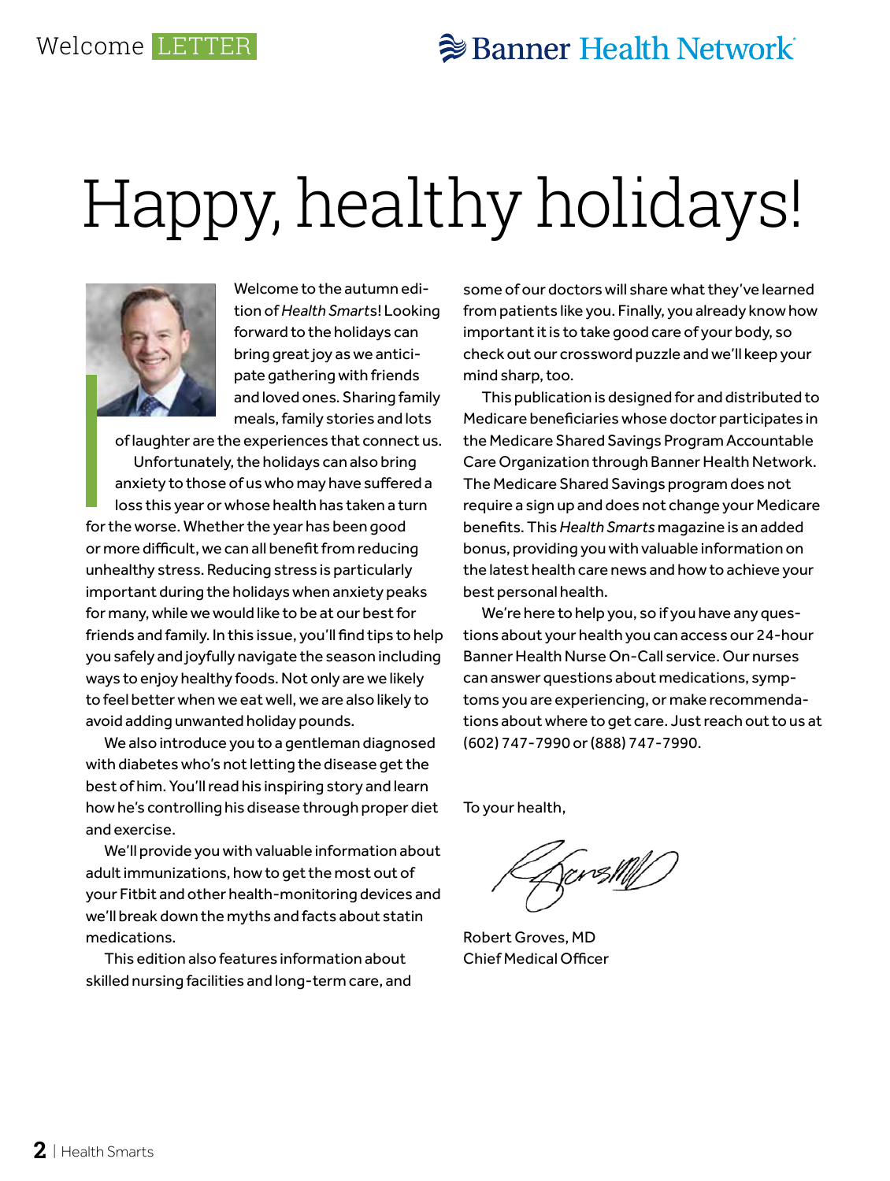Welcome LETTER

# Happy, healthy holidays!

Welcome to the autumn edition of *Health Smarts*! Looking forward to the holidays can bring great joy as we anticipate gathering with friends and loved ones. Sharing family meals, family stories and lots of laughter are the experiences that connect us.

Unfortunately, the holidays can also bring anxiety to those of us who may have suffered a loss this year or whose health has taken a turn for the worse. Whether the year has been good or more difficult, we can all benefit from reducing unhealthy stress. Reducing stress is particularly important during the holidays when anxiety peaks for many, while we would like to be at our best for friends and family. In this issue, you'll find tips to help you safely and joyfully navigate the season including ways to enjoy healthy foods. Not only are we likely to feel better when we eat well, we are also likely to avoid adding unwanted holiday pounds.

We also introduce you to a gentleman diagnosed with diabetes who's not letting the disease get the best of him. You'll read his inspiring story and learn how he's controlling his disease through proper diet and exercise.

We'll provide you with valuable information about adult immunizations, how to get the most out of your Fitbit and other health-monitoring devices and we'll break down the myths and facts about statin medications.

This edition also features information about skilled nursing facilities and long-term care, and some of our doctors will share what they've learned from patients like you. Finally, you already know how important it is to take good care of your body, so check out our crossword puzzle and we'll keep your mind sharp, too.

This publication is designed for and distributed to Medicare beneficiaries whose doctor participates in the Medicare Shared Savings Program Accountable Care Organization through Banner Health Network. The Medicare Shared Savings program does not require a sign up and does not change your Medicare benefits. This *Health Smarts* magazine is an added bonus, providing you with valuable information on the latest health care news and how to achieve your best personal health.

We're here to help you, so if you have any questions about your health you can access our 24-hour Banner Health Nurse On-Call service. Our nurses can answer questions about medications, symptoms you are experiencing, or make recommendations about where to get care. Just reach out to us at (602) 747-7990 or (888) 747-7990.

To your health,

Robert Groves, MD
Chief Medical Officer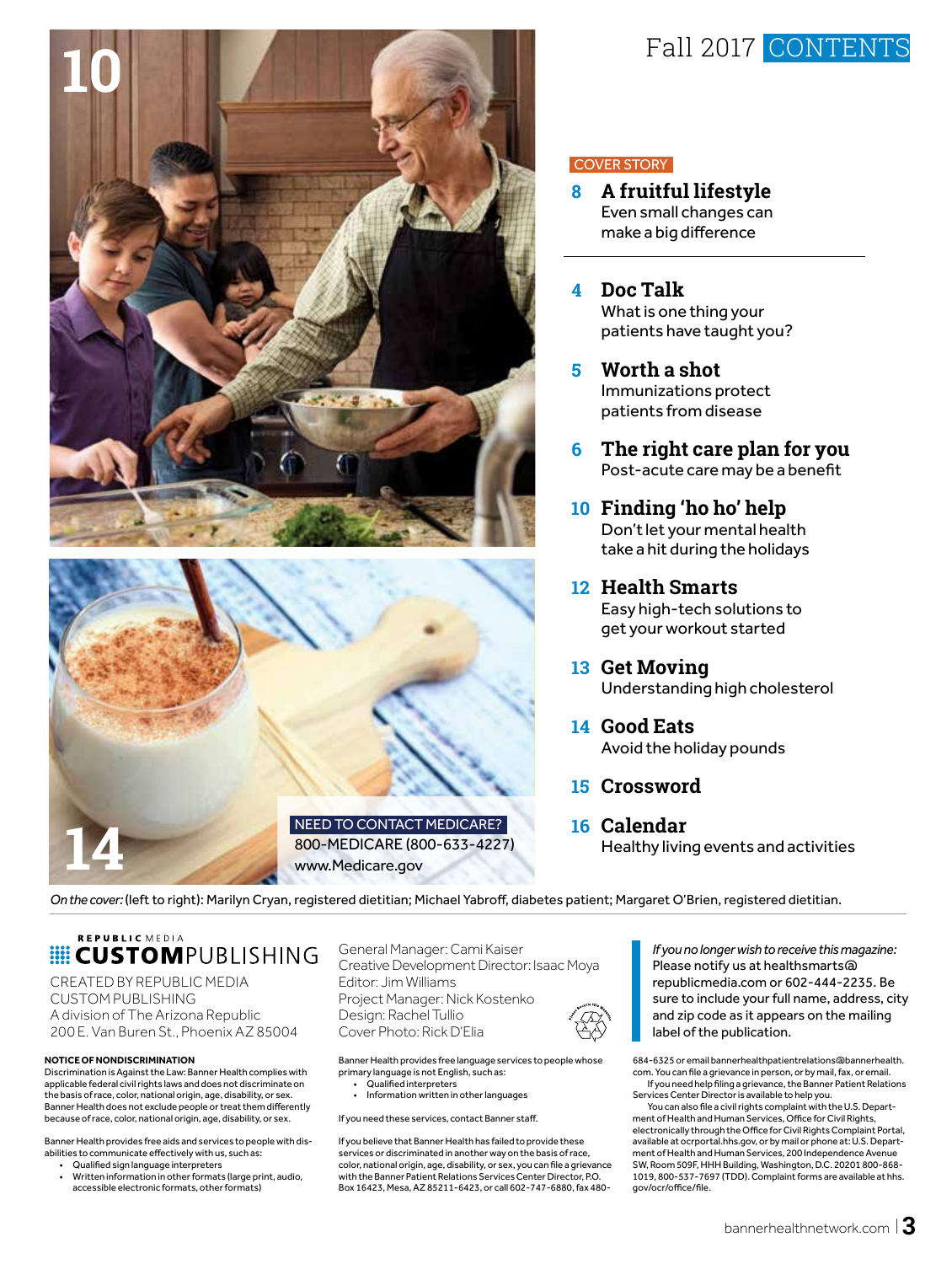# Fall 2017 CONTENTS

10

14

COVER STORY

**8 A fruitful lifestyle**
Even small changes can make a big difference

**4 Doc Talk**
What is one thing your patients have taught you?

**5 Worth a shot**
Immunizations protect patients from disease

**6 The right care plan for you**
Post-acute care may be a benefit

**10 Finding 'ho ho' help**
Don't let your mental health take a hit during the holidays

**12 Health Smarts**
Easy high-tech solutions to get your workout started

**13 Get Moving**
Understanding high cholesterol

**14 Good Eats**
Avoid the holiday pounds

**15 Crossword**

**16 Calendar**
Healthy living events and activities

**NEED TO CONTACT MEDICARE?**
800-MEDICARE (800-633-4227)
www.Medicare.gov

*On the cover:* (left to right): Marilyn Cryan, registered dietitian; Michael Yabroff, diabetes patient; Margaret O'Brien, registered dietitian.

REPUBLIC MEDIA
**CUSTOM**PUBLISHING

CREATED BY REPUBLIC MEDIA CUSTOM PUBLISHING
A division of The Arizona Republic
200 E. Van Buren St., Phoenix AZ 85004

General Manager: Cami Kaiser
Creative Development Director: Isaac Moya
Editor: Jim Williams
Project Manager: Nick Kostenko
Design: Rachel Tullio
Cover Photo: Rick D'Elia

*If you no longer wish to receive this magazine:* Please notify us at healthsmarts@republicmedia.com or 602-444-2235. Be sure to include your full name, address, city and zip code as it appears on the mailing label of the publication.

**NOTICE OF NONDISCRIMINATION**

Discrimination is Against the Law: Banner Health complies with applicable federal civil rights laws and does not discriminate on the basis of race, color, national origin, age, disability, or sex. Banner Health does not exclude people or treat them differently because of race, color, national origin, age, disability, or sex.

Banner Health provides free aids and services to people with disabilities to communicate effectively with us, such as:

- Qualified sign language interpreters
- Written information in other formats (large print, audio, accessible electronic formats, other formats)

Banner Health provides free language services to people whose primary language is not English, such as:

- Qualified interpreters
- Information written in other languages

If you need these services, contact Banner staff.

If you believe that Banner Health has failed to provide these services or discriminated in another way on the basis of race, color, national origin, age, disability, or sex, you can file a grievance with the Banner Patient Relations Services Center Director, P.O. Box 16423, Mesa, AZ 85211-6423, or call 602-747-6880, fax 480-684-6325 or email bannerhealthpatientrelations@bannerhealth.com. You can file a grievance in person, or by mail, fax, or email.

If you need help filing a grievance, the Banner Patient Relations Services Center Director is available to help you.

You can also file a civil rights complaint with the U.S. Department of Health and Human Services, Office for Civil Rights, electronically through the Office for Civil Rights Complaint Portal, available at ocrportal.hhs.gov, or by mail or phone at: U.S. Department of Health and Human Services, 200 Independence Avenue SW, Room 509F, HHH Building, Washington, D.C. 20201 800-868-1019, 800-537-7697 (TDD). Complaint forms are available at hhs.gov/ocr/office/file.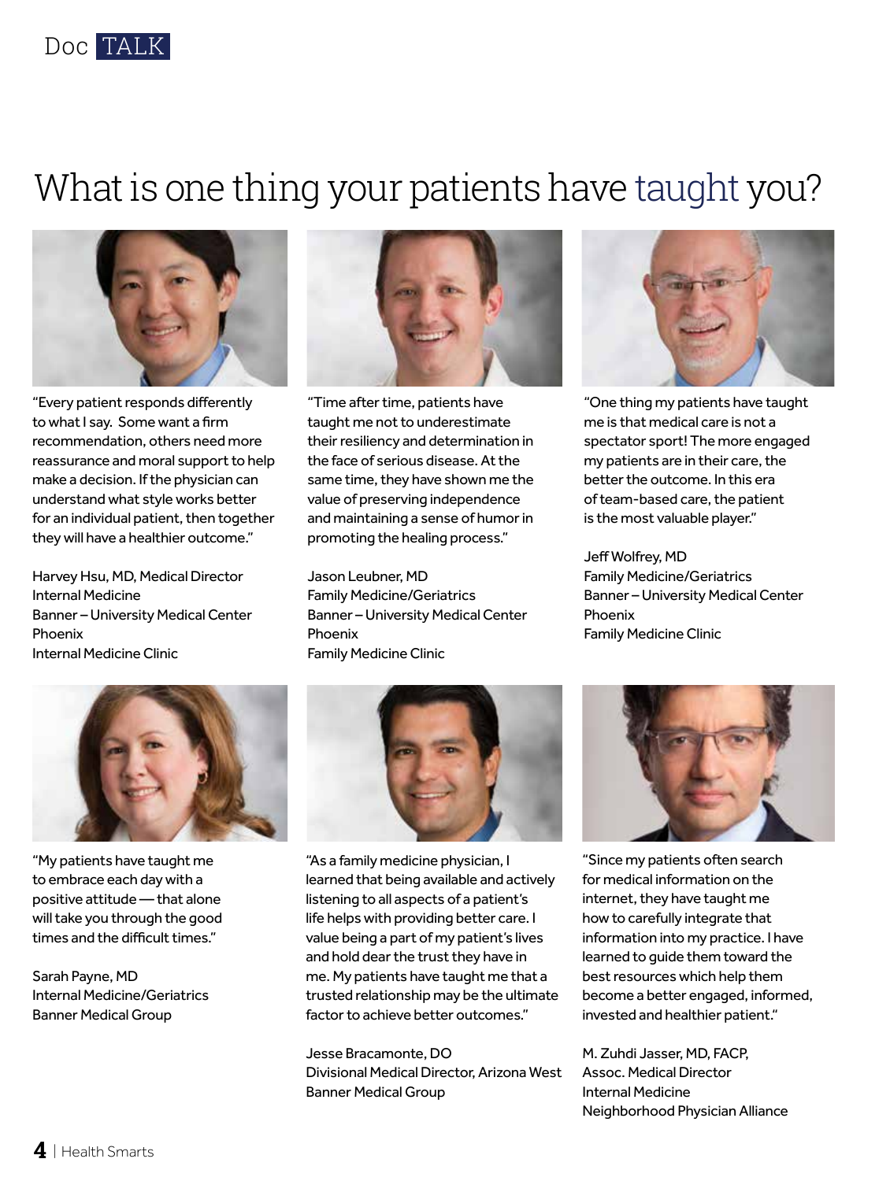Doc TALK

# What is one thing your patients have taught you?

"Every patient responds differently to what I say. Some want a firm recommendation, others need more reassurance and moral support to help make a decision. If the physician can understand what style works better for an individual patient, then together they will have a healthier outcome."

Harvey Hsu, MD, Medical Director
Internal Medicine
Banner – University Medical Center Phoenix
Internal Medicine Clinic

"Time after time, patients have taught me not to underestimate their resiliency and determination in the face of serious disease. At the same time, they have shown me the value of preserving independence and maintaining a sense of humor in promoting the healing process."

Jason Leubner, MD
Family Medicine/Geriatrics
Banner – University Medical Center Phoenix
Family Medicine Clinic

"One thing my patients have taught me is that medical care is not a spectator sport! The more engaged my patients are in their care, the better the outcome. In this era of team-based care, the patient is the most valuable player."

Jeff Wolfrey, MD
Family Medicine/Geriatrics
Banner – University Medical Center Phoenix
Family Medicine Clinic

"My patients have taught me to embrace each day with a positive attitude — that alone will take you through the good times and the difficult times."

Sarah Payne, MD
Internal Medicine/Geriatrics
Banner Medical Group

"As a family medicine physician, I learned that being available and actively listening to all aspects of a patient's life helps with providing better care. I value being a part of my patient's lives and hold dear the trust they have in me. My patients have taught me that a trusted relationship may be the ultimate factor to achieve better outcomes."

Jesse Bracamonte, DO
Divisional Medical Director, Arizona West
Banner Medical Group

"Since my patients often search for medical information on the internet, they have taught me how to carefully integrate that information into my practice. I have learned to guide them toward the best resources which help them become a better engaged, informed, invested and healthier patient."

M. Zuhdi Jasser, MD, FACP,
Assoc. Medical Director
Internal Medicine
Neighborhood Physician Alliance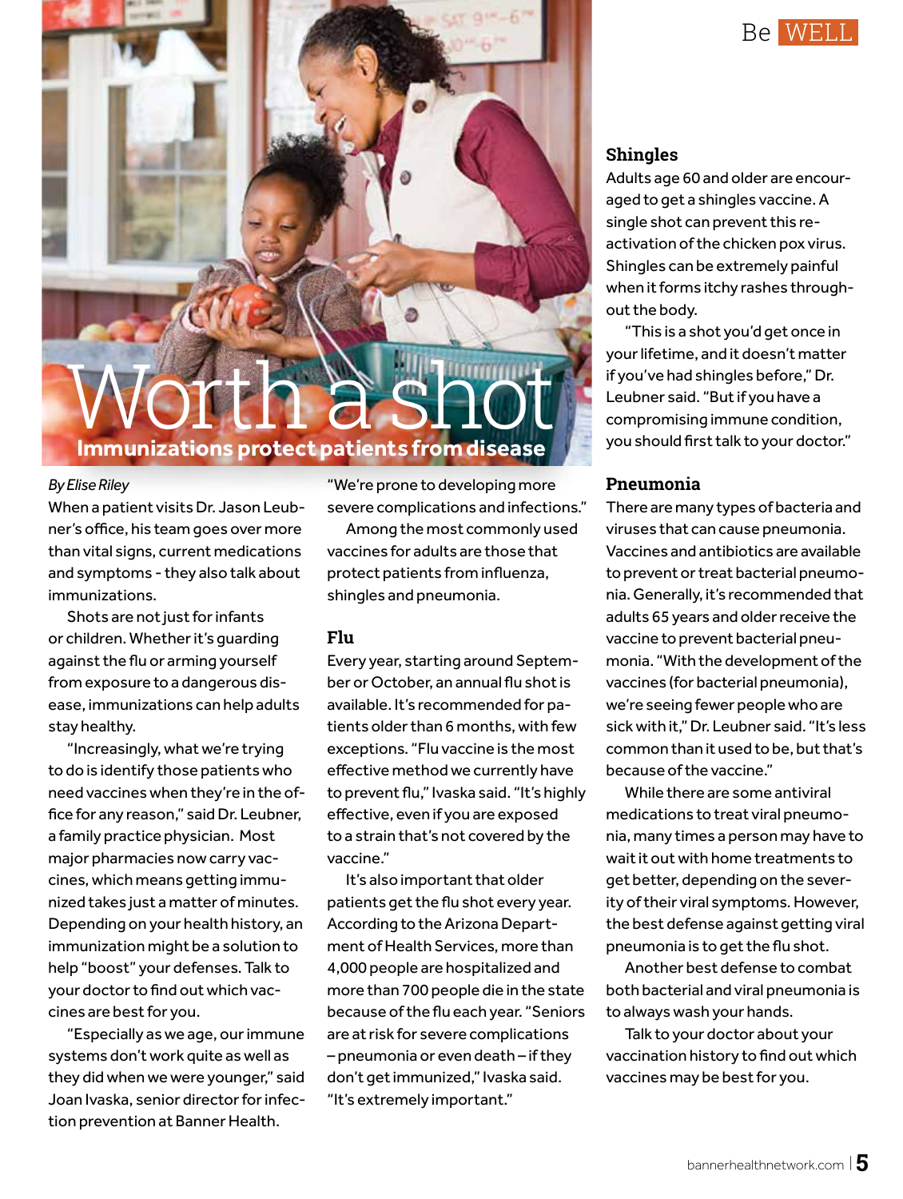# Worth a shot

## Immunizations protect patients from disease

*By Elise Riley*

When a patient visits Dr. Jason Leubner's office, his team goes over more than vital signs, current medications and symptoms - they also talk about immunizations.

Shots are not just for infants or children. Whether it's guarding against the flu or arming yourself from exposure to a dangerous disease, immunizations can help adults stay healthy.

"Increasingly, what we're trying to do is identify those patients who need vaccines when they're in the office for any reason," said Dr. Leubner, a family practice physician. Most major pharmacies now carry vaccines, which means getting immunized takes just a matter of minutes. Depending on your health history, an immunization might be a solution to help "boost" your defenses. Talk to your doctor to find out which vaccines are best for you.

"Especially as we age, our immune systems don't work quite as well as they did when we were younger," said Joan Ivaska, senior director for infection prevention at Banner Health. "We're prone to developing more severe complications and infections."

Among the most commonly used vaccines for adults are those that protect patients from influenza, shingles and pneumonia.

### Flu

Every year, starting around September or October, an annual flu shot is available. It's recommended for patients older than 6 months, with few exceptions. "Flu vaccine is the most effective method we currently have to prevent flu," Ivaska said. "It's highly effective, even if you are exposed to a strain that's not covered by the vaccine."

It's also important that older patients get the flu shot every year. According to the Arizona Department of Health Services, more than 4,000 people are hospitalized and more than 700 people die in the state because of the flu each year. "Seniors are at risk for severe complications – pneumonia or even death – if they don't get immunized," Ivaska said. "It's extremely important."

### Shingles

Adults age 60 and older are encouraged to get a shingles vaccine. A single shot can prevent this reactivation of the chicken pox virus. Shingles can be extremely painful when it forms itchy rashes throughout the body.

"This is a shot you'd get once in your lifetime, and it doesn't matter if you've had shingles before," Dr. Leubner said. "But if you have a compromising immune condition, you should first talk to your doctor."

### Pneumonia

There are many types of bacteria and viruses that can cause pneumonia. Vaccines and antibiotics are available to prevent or treat bacterial pneumonia. Generally, it's recommended that adults 65 years and older receive the vaccine to prevent bacterial pneumonia. "With the development of the vaccines (for bacterial pneumonia), we're seeing fewer people who are sick with it," Dr. Leubner said. "It's less common than it used to be, but that's because of the vaccine."

While there are some antiviral medications to treat viral pneumonia, many times a person may have to wait it out with home treatments to get better, depending on the severity of their viral symptoms. However, the best defense against getting viral pneumonia is to get the flu shot.

Another best defense to combat both bacterial and viral pneumonia is to always wash your hands.

Talk to your doctor about your vaccination history to find out which vaccines may be best for you.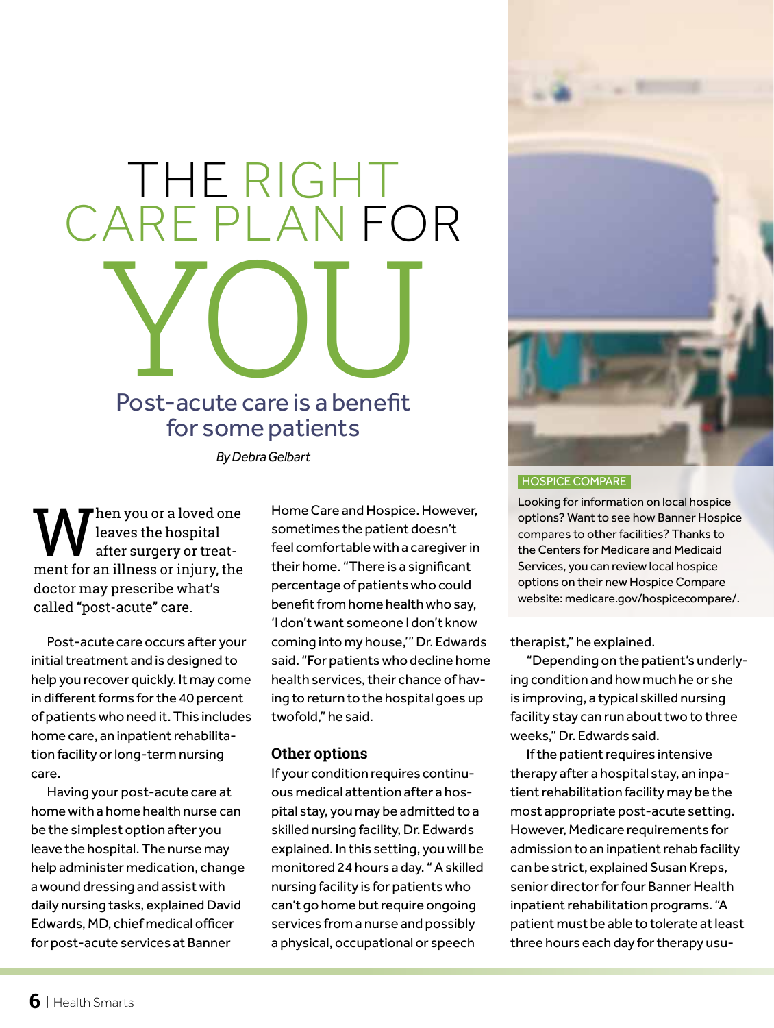# THE RIGHT CARE PLAN FOR YOU

## Post-acute care is a benefit for some patients

*By Debra Gelbart*

When you or a loved one leaves the hospital after surgery or treatment for an illness or injury, the doctor may prescribe what's called "post-acute" care.

Post-acute care occurs after your initial treatment and is designed to help you recover quickly. It may come in different forms for the 40 percent of patients who need it. This includes home care, an inpatient rehabilitation facility or long-term nursing care.

Having your post-acute care at home with a home health nurse can be the simplest option after you leave the hospital. The nurse may help administer medication, change a wound dressing and assist with daily nursing tasks, explained David Edwards, MD, chief medical officer for post-acute services at Banner Home Care and Hospice. However, sometimes the patient doesn't feel comfortable with a caregiver in their home. "There is a significant percentage of patients who could benefit from home health who say, 'I don't want someone I don't know coming into my house,'" Dr. Edwards said. "For patients who decline home health services, their chance of having to return to the hospital goes up twofold," he said.

### Other options

If your condition requires continuous medical attention after a hospital stay, you may be admitted to a skilled nursing facility, Dr. Edwards explained. In this setting, you will be monitored 24 hours a day. " A skilled nursing facility is for patients who can't go home but require ongoing services from a nurse and possibly a physical, occupational or speech therapist," he explained.

"Depending on the patient's underlying condition and how much he or she is improving, a typical skilled nursing facility stay can run about two to three weeks," Dr. Edwards said.

If the patient requires intensive therapy after a hospital stay, an inpatient rehabilitation facility may be the most appropriate post-acute setting. However, Medicare requirements for admission to an inpatient rehab facility can be strict, explained Susan Kreps, senior director for four Banner Health inpatient rehabilitation programs. "A patient must be able to tolerate at least three hours each day for therapy usu-

**HOSPICE COMPARE**

Looking for information on local hospice options? Want to see how Banner Hospice compares to other facilities? Thanks to the Centers for Medicare and Medicaid Services, you can review local hospice options on their new Hospice Compare website: medicare.gov/hospicecompare/.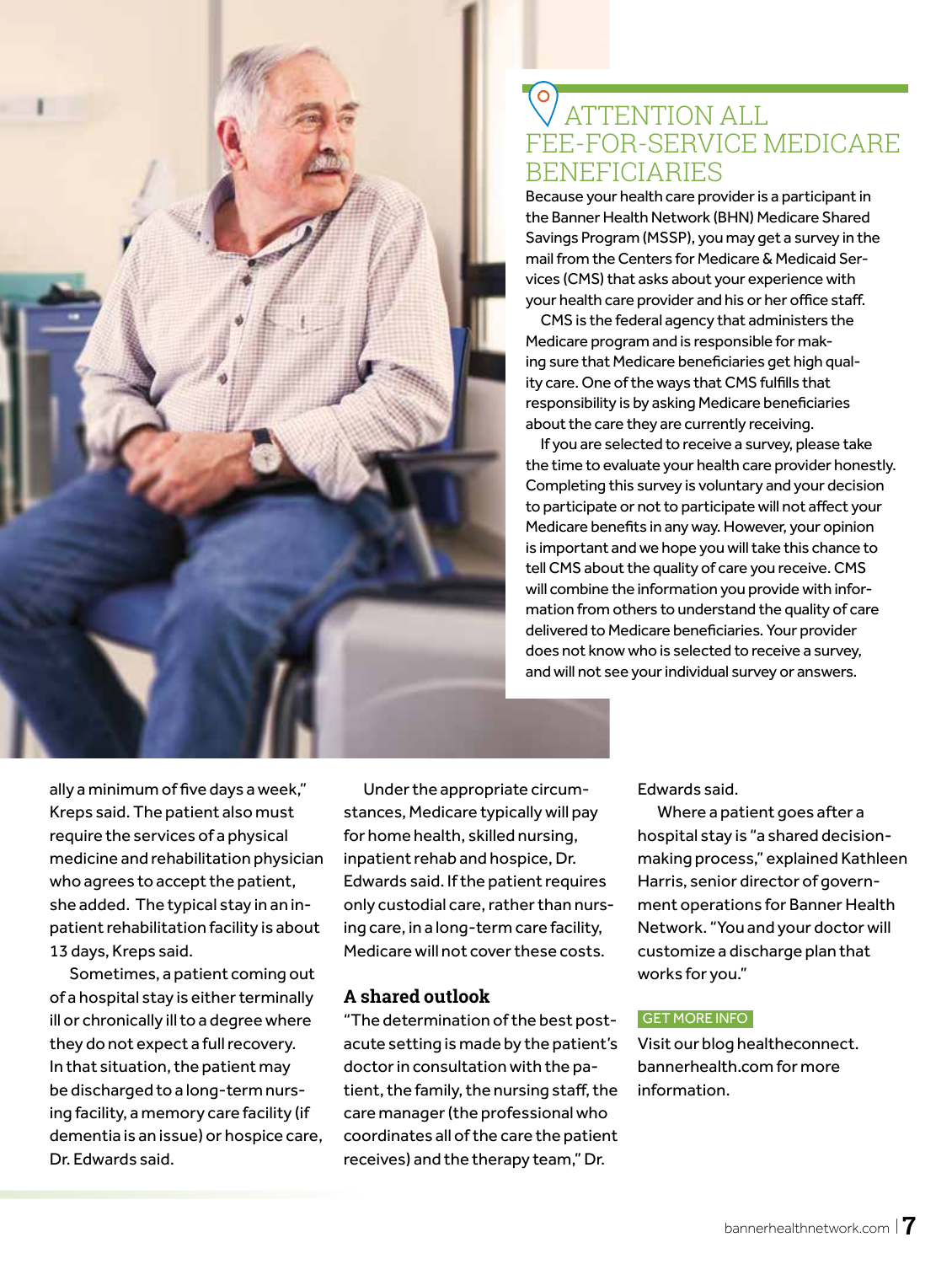## ATTENTION ALL FEE-FOR-SERVICE MEDICARE BENEFICIARIES

Because your health care provider is a participant in the Banner Health Network (BHN) Medicare Shared Savings Program (MSSP), you may get a survey in the mail from the Centers for Medicare & Medicaid Services (CMS) that asks about your experience with your health care provider and his or her office staff.

CMS is the federal agency that administers the Medicare program and is responsible for making sure that Medicare beneficiaries get high quality care. One of the ways that CMS fulfills that responsibility is by asking Medicare beneficiaries about the care they are currently receiving.

If you are selected to receive a survey, please take the time to evaluate your health care provider honestly. Completing this survey is voluntary and your decision to participate or not to participate will not affect your Medicare benefits in any way. However, your opinion is important and we hope you will take this chance to tell CMS about the quality of care you receive. CMS will combine the information you provide with information from others to understand the quality of care delivered to Medicare beneficiaries. Your provider does not know who is selected to receive a survey, and will not see your individual survey or answers.

ally a minimum of five days a week," Kreps said. The patient also must require the services of a physical medicine and rehabilitation physician who agrees to accept the patient, she added. The typical stay in an inpatient rehabilitation facility is about 13 days, Kreps said.

Sometimes, a patient coming out of a hospital stay is either terminally ill or chronically ill to a degree where they do not expect a full recovery. In that situation, the patient may be discharged to a long-term nursing facility, a memory care facility (if dementia is an issue) or hospice care, Dr. Edwards said.

Under the appropriate circumstances, Medicare typically will pay for home health, skilled nursing, inpatient rehab and hospice, Dr. Edwards said. If the patient requires only custodial care, rather than nursing care, in a long-term care facility, Medicare will not cover these costs.

### A shared outlook

"The determination of the best post-acute setting is made by the patient's doctor in consultation with the patient, the family, the nursing staff, the care manager (the professional who coordinates all of the care the patient receives) and the therapy team," Dr. Edwards said.

Where a patient goes after a hospital stay is "a shared decision-making process," explained Kathleen Harris, senior director of government operations for Banner Health Network. "You and your doctor will customize a discharge plan that works for you."

**GET MORE INFO**

Visit our blog healthconnect.bannerhealth.com for more information.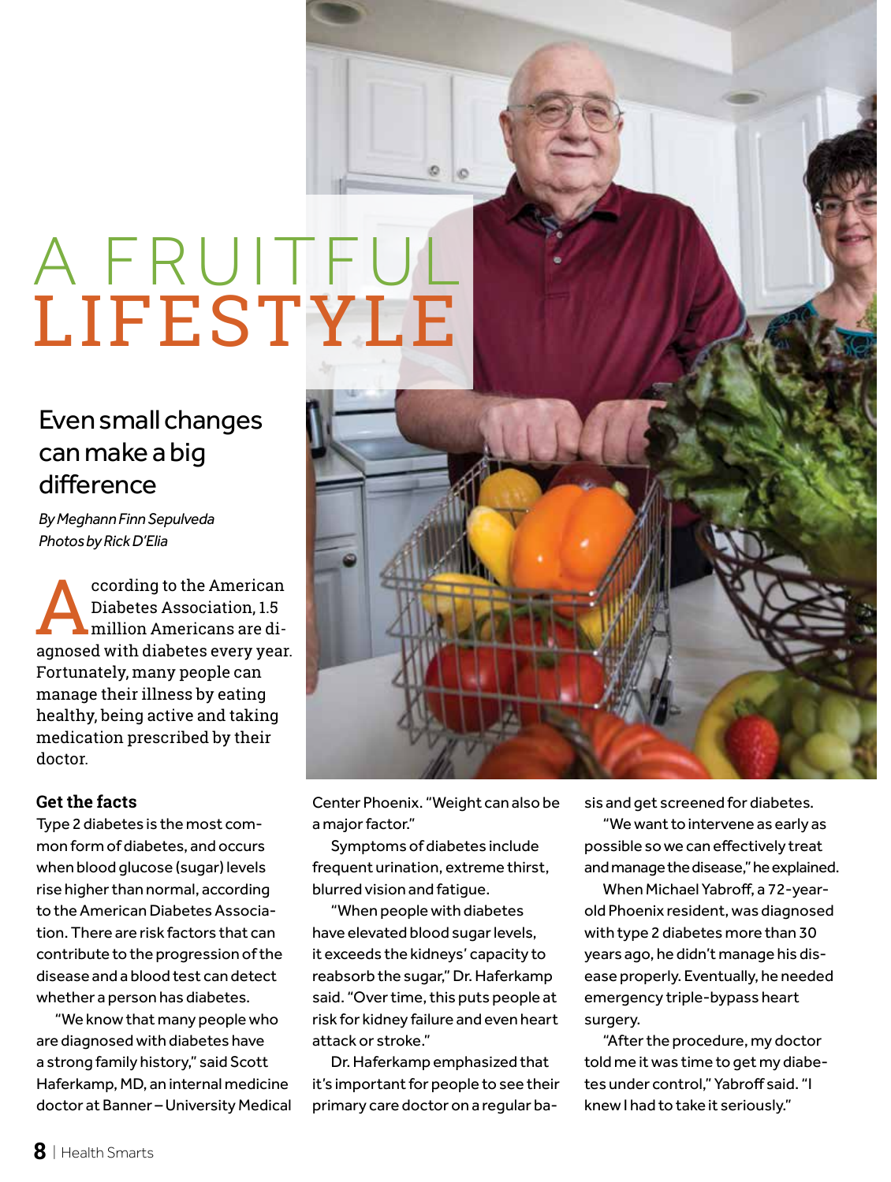# A FRUITFUL LIFESTYLE

## Even small changes can make a big difference

*By Meghann Finn Sepulveda*
*Photos by Rick D'Elia*

According to the American Diabetes Association, 1.5 million Americans are diagnosed with diabetes every year. Fortunately, many people can manage their illness by eating healthy, being active and taking medication prescribed by their doctor.

### Get the facts

Type 2 diabetes is the most common form of diabetes, and occurs when blood glucose (sugar) levels rise higher than normal, according to the American Diabetes Association. There are risk factors that can contribute to the progression of the disease and a blood test can detect whether a person has diabetes.

"We know that many people who are diagnosed with diabetes have a strong family history," said Scott Haferkamp, MD, an internal medicine doctor at Banner – University Medical Center Phoenix. "Weight can also be a major factor."

Symptoms of diabetes include frequent urination, extreme thirst, blurred vision and fatigue.

"When people with diabetes have elevated blood sugar levels, it exceeds the kidneys' capacity to reabsorb the sugar," Dr. Haferkamp said. "Over time, this puts people at risk for kidney failure and even heart attack or stroke."

Dr. Haferkamp emphasized that it's important for people to see their primary care doctor on a regular basis and get screened for diabetes.

"We want to intervene as early as possible so we can effectively treat and manage the disease," he explained.

When Michael Yabroff, a 72-year-old Phoenix resident, was diagnosed with type 2 diabetes more than 30 years ago, he didn't manage his disease properly. Eventually, he needed emergency triple-bypass heart surgery.

"After the procedure, my doctor told me it was time to get my diabetes under control," Yabroff said. "I knew I had to take it seriously."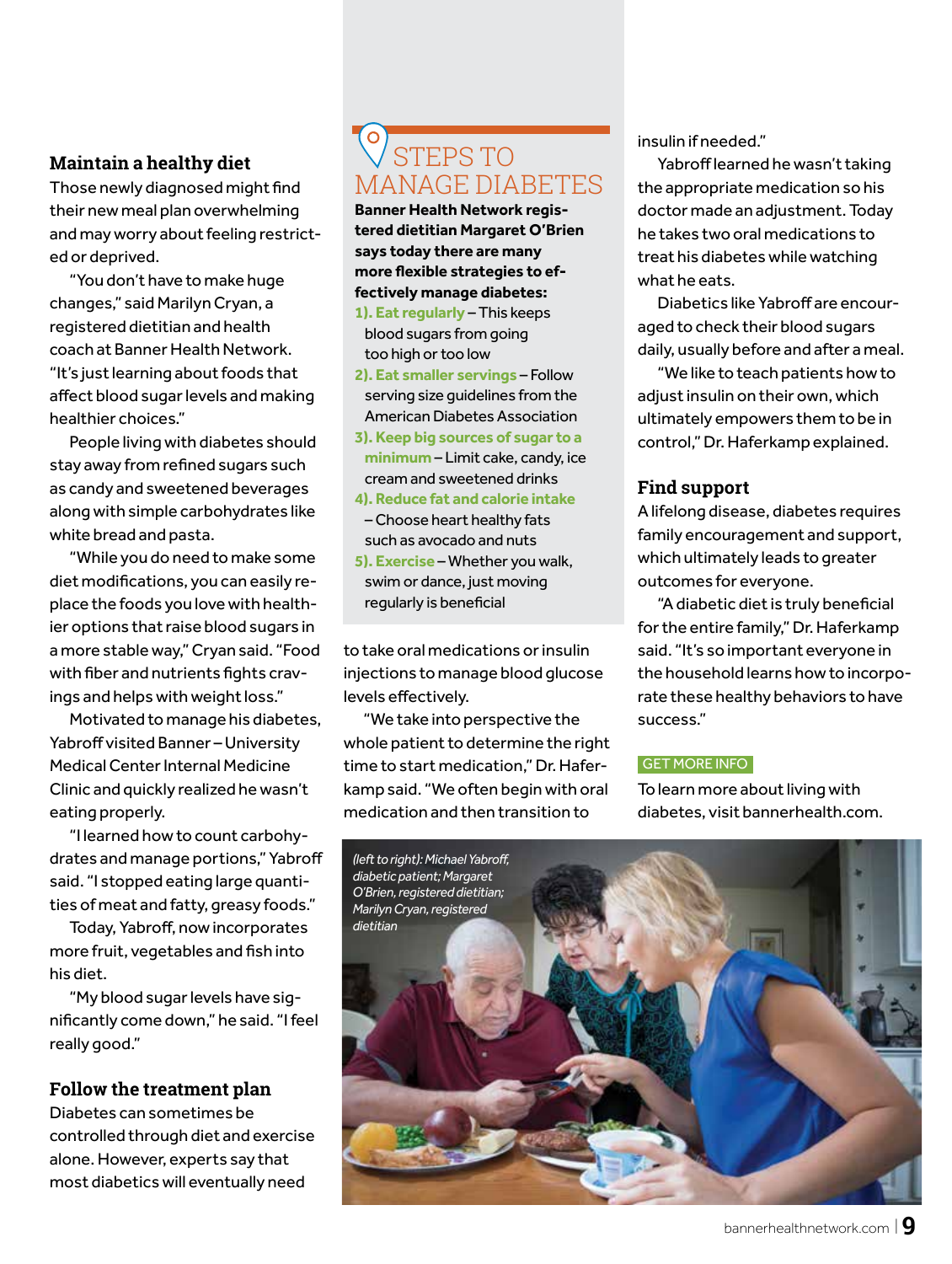## Maintain a healthy diet

Those newly diagnosed might find their new meal plan overwhelming and may worry about feeling restricted or deprived.

"You don't have to make huge changes," said Marilyn Cryan, a registered dietitian and health coach at Banner Health Network. "It's just learning about foods that affect blood sugar levels and making healthier choices."

People living with diabetes should stay away from refined sugars such as candy and sweetened beverages along with simple carbohydrates like white bread and pasta.

"While you do need to make some diet modifications, you can easily replace the foods you love with healthier options that raise blood sugars in a more stable way," Cryan said. "Food with fiber and nutrients fights cravings and helps with weight loss."

Motivated to manage his diabetes, Yabroff visited Banner – University Medical Center Internal Medicine Clinic and quickly realized he wasn't eating properly.

"I learned how to count carbohydrates and manage portions," Yabroff said. "I stopped eating large quantities of meat and fatty, greasy foods."

Today, Yabroff, now incorporates more fruit, vegetables and fish into his diet.

"My blood sugar levels have significantly come down," he said. "I feel really good."

## Follow the treatment plan

Diabetes can sometimes be controlled through diet and exercise alone. However, experts say that most diabetics will eventually need to take oral medications or insulin injections to manage blood glucose levels effectively.

"We take into perspective the whole patient to determine the right time to start medication," Dr. Haferkamp said. "We often begin with oral medication and then transition to insulin if needed."

Yabroff learned he wasn't taking the appropriate medication so his doctor made an adjustment. Today he takes two oral medications to treat his diabetes while watching what he eats.

Diabetics like Yabroff are encouraged to check their blood sugars daily, usually before and after a meal.

"We like to teach patients how to adjust insulin on their own, which ultimately empowers them to be in control," Dr. Haferkamp explained.

## STEPS TO MANAGE DIABETES

**Banner Health Network registered dietitian Margaret O'Brien says today there are many more flexible strategies to effectively manage diabetes:**

**1). Eat regularly** – This keeps blood sugars from going too high or too low

**2). Eat smaller servings** – Follow serving size guidelines from the American Diabetes Association

**3). Keep big sources of sugar to a minimum** – Limit cake, candy, ice cream and sweetened drinks

**4). Reduce fat and calorie intake** – Choose heart healthy fats such as avocado and nuts

**5). Exercise** – Whether you walk, swim or dance, just moving regularly is beneficial

## Find support

A lifelong disease, diabetes requires family encouragement and support, which ultimately leads to greater outcomes for everyone.

"A diabetic diet is truly beneficial for the entire family," Dr. Haferkamp said. "It's so important everyone in the household learns how to incorporate these healthy behaviors to have success."

**GET MORE INFO**

To learn more about living with diabetes, visit bannerhealth.com.

*(left to right): Michael Yabroff, diabetic patient; Margaret O'Brien, registered dietitian; Marilyn Cryan, registered dietitian*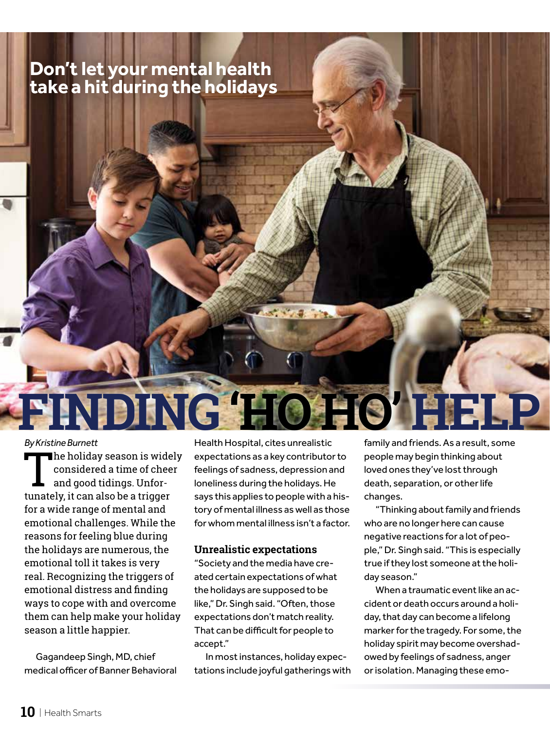Don't let your mental health take a hit during the holidays

# FINDING 'HO HO' HELP

*By Kristine Burnett*

The holiday season is widely considered a time of cheer and good tidings. Unfortunately, it can also be a trigger for a wide range of mental and emotional challenges. While the reasons for feeling blue during the holidays are numerous, the emotional toll it takes is very real. Recognizing the triggers of emotional distress and finding ways to cope with and overcome them can help make your holiday season a little happier.

Gagandeep Singh, MD, chief medical officer of Banner Behavioral Health Hospital, cites unrealistic expectations as a key contributor to feelings of sadness, depression and loneliness during the holidays. He says this applies to people with a history of mental illness as well as those for whom mental illness isn't a factor.

### Unrealistic expectations

"Society and the media have created certain expectations of what the holidays are supposed to be like," Dr. Singh said. "Often, those expectations don't match reality. That can be difficult for people to accept."

In most instances, holiday expectations include joyful gatherings with family and friends. As a result, some people may begin thinking about loved ones they've lost through death, separation, or other life changes.

"Thinking about family and friends who are no longer here can cause negative reactions for a lot of people," Dr. Singh said. "This is especially true if they lost someone at the holiday season."

When a traumatic event like an accident or death occurs around a holiday, that day can become a lifelong marker for the tragedy. For some, the holiday spirit may become overshadowed by feelings of sadness, anger or isolation. Managing these emo-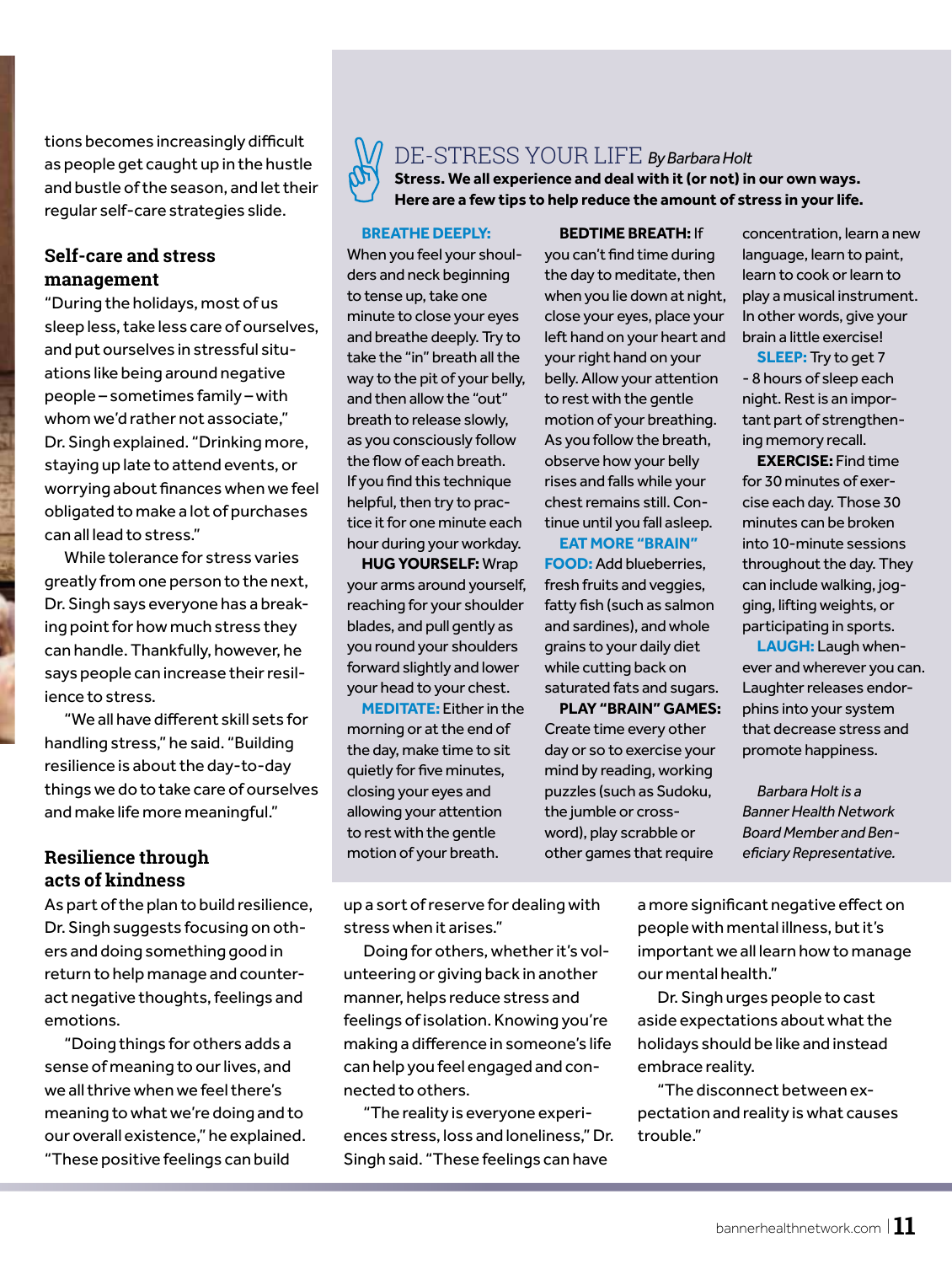tions becomes increasingly difficult as people get caught up in the hustle and bustle of the season, and let their regular self-care strategies slide.

### Self-care and stress management

"During the holidays, most of us sleep less, take less care of ourselves, and put ourselves in stressful situations like being around negative people – sometimes family – with whom we'd rather not associate," Dr. Singh explained. "Drinking more, staying up late to attend events, or worrying about finances when we feel obligated to make a lot of purchases can all lead to stress."

While tolerance for stress varies greatly from one person to the next, Dr. Singh says everyone has a breaking point for how much stress they can handle. Thankfully, however, he says people can increase their resilience to stress.

"We all have different skill sets for handling stress," he said. "Building resilience is about the day-to-day things we do to take care of ourselves and make life more meaningful."

### Resilience through acts of kindness

As part of the plan to build resilience, Dr. Singh suggests focusing on others and doing something good in return to help manage and counteract negative thoughts, feelings and emotions.

"Doing things for others adds a sense of meaning to our lives, and we all thrive when we feel there's meaning to what we're doing and to our overall existence," he explained. "These positive feelings can build up a sort of reserve for dealing with stress when it arises."

Doing for others, whether it's volunteering or giving back in another manner, helps reduce stress and feelings of isolation. Knowing you're making a difference in someone's life can help you feel engaged and connected to others.

"The reality is everyone experiences stress, loss and loneliness," Dr. Singh said. "These feelings can have a more significant negative effect on people with mental illness, but it's important we all learn how to manage our mental health."

Dr. Singh urges people to cast aside expectations about what the holidays should be like and instead embrace reality.

"The disconnect between expectation and reality is what causes trouble."

## DE-STRESS YOUR LIFE *By Barbara Holt*

**Stress. We all experience and deal with it (or not) in our own ways. Here are a few tips to help reduce the amount of stress in your life.**

**BREATHE DEEPLY:** When you feel your shoulders and neck beginning to tense up, take one minute to close your eyes and breathe deeply. Try to take the "in" breath all the way to the pit of your belly, and then allow the "out" breath to release slowly, as you consciously follow the flow of each breath. If you find this technique helpful, then try to practice it for one minute each hour during your workday.

**HUG YOURSELF:** Wrap your arms around yourself, reaching for your shoulder blades, and pull gently as you round your shoulders forward slightly and lower your head to your chest.

**MEDITATE:** Either in the morning or at the end of the day, make time to sit quietly for five minutes, closing your eyes and allowing your attention to rest with the gentle motion of your breath.

**BEDTIME BREATH:** If you can't find time during the day to meditate, then when you lie down at night, close your eyes, place your left hand on your heart and your right hand on your belly. Allow your attention to rest with the gentle motion of your breathing. As you follow the breath, observe how your belly rises and falls while your chest remains still. Continue until you fall asleep.

**EAT MORE "BRAIN" FOOD:** Add blueberries, fresh fruits and veggies, fatty fish (such as salmon and sardines), and whole grains to your daily diet while cutting back on saturated fats and sugars.

**PLAY "BRAIN" GAMES:** Create time every other day or so to exercise your mind by reading, working puzzles (such as Sudoku, the jumble or crossword), play scrabble or other games that require concentration, learn a new language, learn to paint, learn to cook or learn to play a musical instrument. In other words, give your brain a little exercise!

**SLEEP:** Try to get 7 - 8 hours of sleep each night. Rest is an important part of strengthening memory recall.

**EXERCISE:** Find time for 30 minutes of exercise each day. Those 30 minutes can be broken into 10-minute sessions throughout the day. They can include walking, jogging, lifting weights, or participating in sports.

**LAUGH:** Laugh whenever and wherever you can. Laughter releases endorphins into your system that decrease stress and promote happiness.

*Barbara Holt is a Banner Health Network Board Member and Beneficiary Representative.*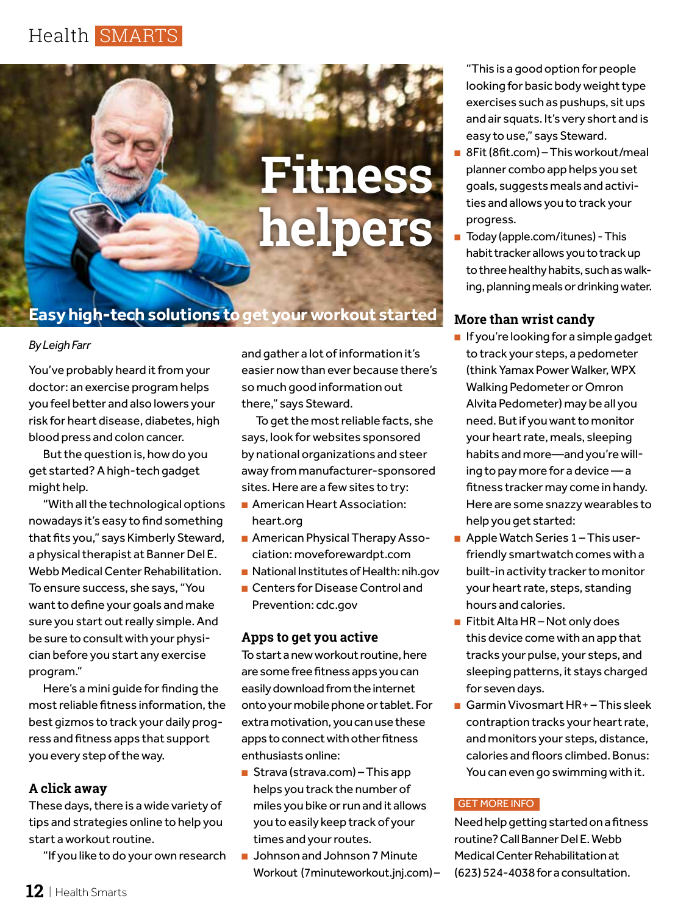# Fitness helpers

## Easy high-tech solutions to get your workout started

*By Leigh Farr*

You've probably heard it from your doctor: an exercise program helps you feel better and also lowers your risk for heart disease, diabetes, high blood press and colon cancer.

But the question is, how do you get started? A high-tech gadget might help.

"With all the technological options nowadays it's easy to find something that fits you," says Kimberly Steward, a physical therapist at Banner Del E. Webb Medical Center Rehabilitation. To ensure success, she says, "You want to define your goals and make sure you start out really simple. And be sure to consult with your physician before you start any exercise program."

Here's a mini guide for finding the most reliable fitness information, the best gizmos to track your daily progress and fitness apps that support you every step of the way.

### A click away

These days, there is a wide variety of tips and strategies online to help you start a workout routine.

"If you like to do your own research and gather a lot of information it's easier now than ever because there's so much good information out there," says Steward.

To get the most reliable facts, she says, look for websites sponsored by national organizations and steer away from manufacturer-sponsored sites. Here are a few sites to try:

- American Heart Association: heart.org
- American Physical Therapy Association: moveforewardpt.com
- National Institutes of Health: nih.gov
- Centers for Disease Control and Prevention: cdc.gov

### Apps to get you active

To start a new workout routine, here are some free fitness apps you can easily download from the internet onto your mobile phone or tablet. For extra motivation, you can use these apps to connect with other fitness enthusiasts online:

- Strava (strava.com) – This app helps you track the number of miles you bike or run and it allows you to easily keep track of your times and your routes.
- Johnson and Johnson 7 Minute Workout (7minuteworkout.jnj.com) – "This is a good option for people looking for basic body weight type exercises such as pushups, sit ups and air squats. It's very short and is easy to use," says Steward.
- 8Fit (8fit.com) – This workout/meal planner combo app helps you set goals, suggests meals and activities and allows you to track your progress.
- Today (apple.com/itunes) - This habit tracker allows you to track up to three healthy habits, such as walking, planning meals or drinking water.

### More than wrist candy

- If you're looking for a simple gadget to track your steps, a pedometer (think Yamax Power Walker, WPX Walking Pedometer or Omron Alvita Pedometer) may be all you need. But if you want to monitor your heart rate, meals, sleeping habits and more—and you're willing to pay more for a device — a fitness tracker may come in handy. Here are some snazzy wearables to help you get started:
- Apple Watch Series 1 – This user-friendly smartwatch comes with a built-in activity tracker to monitor your heart rate, steps, standing hours and calories.
- Fitbit Alta HR – Not only does this device come with an app that tracks your pulse, your steps, and sleeping patterns, it stays charged for seven days.
- Garmin Vivosmart HR+ – This sleek contraption tracks your heart rate, and monitors your steps, distance, calories and floors climbed. Bonus: You can even go swimming with it.

**GET MORE INFO**

Need help getting started on a fitness routine? Call Banner Del E. Webb Medical Center Rehabilitation at (623) 524-4038 for a consultation.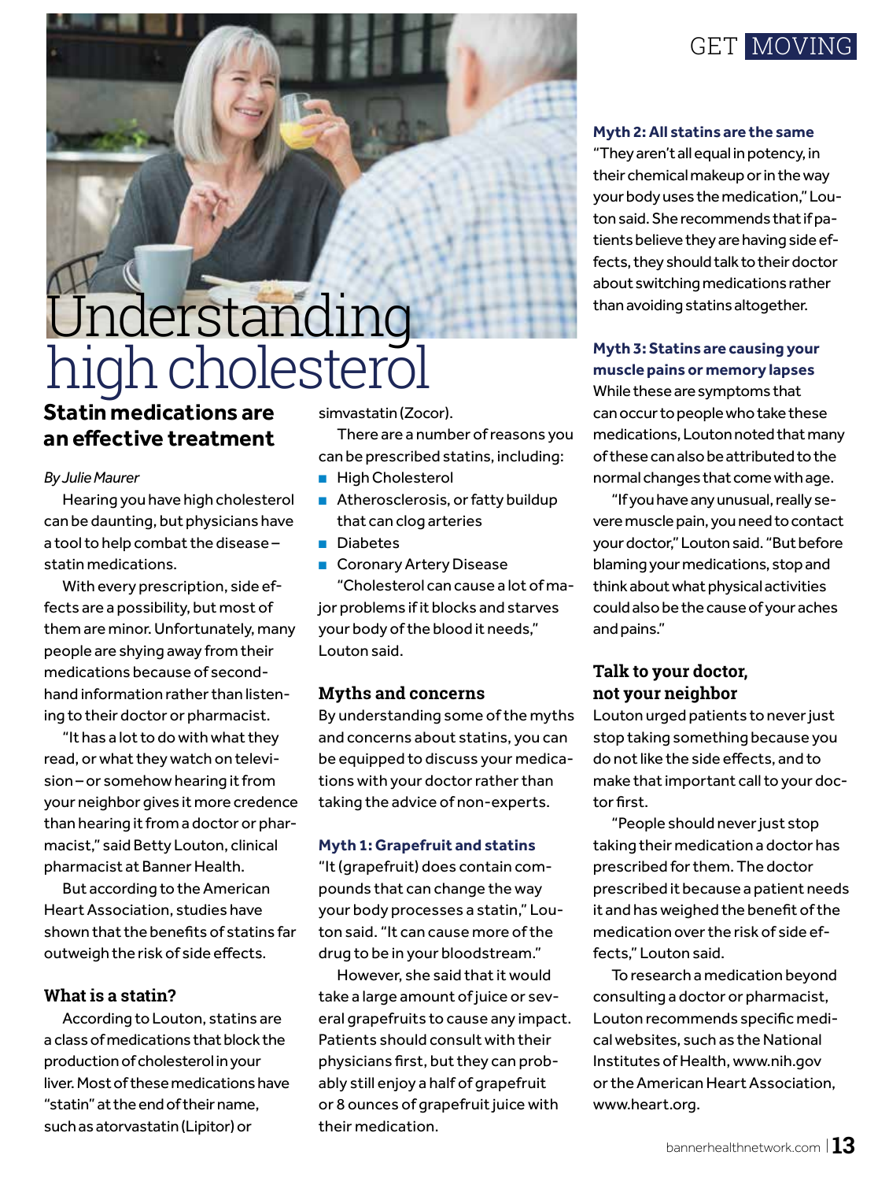# Understanding high cholesterol

## Statin medications are an effective treatment

*By Julie Maurer*

Hearing you have high cholesterol can be daunting, but physicians have a tool to help combat the disease – statin medications.

With every prescription, side effects are a possibility, but most of them are minor. Unfortunately, many people are shying away from their medications because of secondhand information rather than listening to their doctor or pharmacist.

"It has a lot to do with what they read, or what they watch on television – or somehow hearing it from your neighbor gives it more credence than hearing it from a doctor or pharmacist," said Betty Louton, clinical pharmacist at Banner Health.

But according to the American Heart Association, studies have shown that the benefits of statins far outweigh the risk of side effects.

### What is a statin?

According to Louton, statins are a class of medications that block the production of cholesterol in your liver. Most of these medications have "statin" at the end of their name, such as atorvastatin (Lipitor) or simvastatin (Zocor).

There are a number of reasons you can be prescribed statins, including:

- High Cholesterol
- Atherosclerosis, or fatty buildup that can clog arteries
- Diabetes
- Coronary Artery Disease

"Cholesterol can cause a lot of major problems if it blocks and starves your body of the blood it needs," Louton said.

### Myths and concerns

By understanding some of the myths and concerns about statins, you can be equipped to discuss your medications with your doctor rather than taking the advice of non-experts.

#### Myth 1: Grapefruit and statins

"It (grapefruit) does contain compounds that can change the way your body processes a statin," Louton said. "It can cause more of the drug to be in your bloodstream."

However, she said that it would take a large amount of juice or several grapefruits to cause any impact. Patients should consult with their physicians first, but they can probably still enjoy a half of grapefruit or 8 ounces of grapefruit juice with their medication.

#### Myth 2: All statins are the same

"They aren't all equal in potency, in their chemical makeup or in the way your body uses the medication," Louton said. She recommends that if patients believe they are having side effects, they should talk to their doctor about switching medications rather than avoiding statins altogether.

#### Myth 3: Statins are causing your muscle pains or memory lapses

While these are symptoms that can occur to people who take these medications, Louton noted that many of these can also be attributed to the normal changes that come with age.

"If you have any unusual, really severe muscle pain, you need to contact your doctor," Louton said. "But before blaming your medications, stop and think about what physical activities could also be the cause of your aches and pains."

### Talk to your doctor, not your neighbor

Louton urged patients to never just stop taking something because you do not like the side effects, and to make that important call to your doctor first.

"People should never just stop taking their medication a doctor has prescribed for them. The doctor prescribed it because a patient needs it and has weighed the benefit of the medication over the risk of side effects," Louton said.

To research a medication beyond consulting a doctor or pharmacist, Louton recommends specific medical websites, such as the National Institutes of Health, www.nih.gov or the American Heart Association, www.heart.org.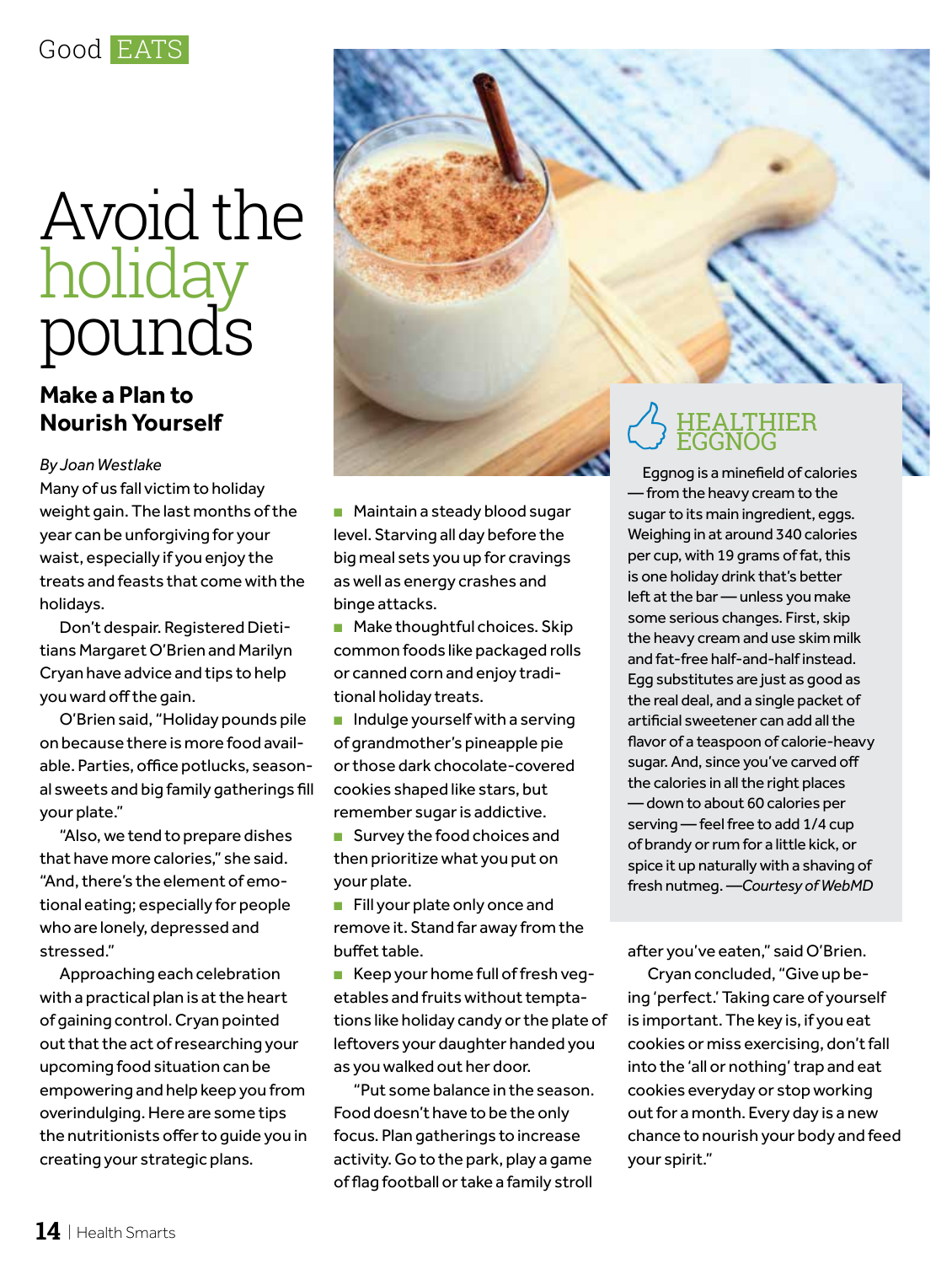Good EATS

# Avoid the holiday pounds

## Make a Plan to Nourish Yourself

*By Joan Westlake*

Many of us fall victim to holiday weight gain. The last months of the year can be unforgiving for your waist, especially if you enjoy the treats and feasts that come with the holidays.

Don't despair. Registered Dietitians Margaret O'Brien and Marilyn Cryan have advice and tips to help you ward off the gain.

O'Brien said, "Holiday pounds pile on because there is more food available. Parties, office potlucks, seasonal sweets and big family gatherings fill your plate."

"Also, we tend to prepare dishes that have more calories," she said. "And, there's the element of emotional eating; especially for people who are lonely, depressed and stressed."

Approaching each celebration with a practical plan is at the heart of gaining control. Cryan pointed out that the act of researching your upcoming food situation can be empowering and help keep you from overindulging. Here are some tips the nutritionists offer to guide you in creating your strategic plans.

- Maintain a steady blood sugar level. Starving all day before the big meal sets you up for cravings as well as energy crashes and binge attacks.
- Make thoughtful choices. Skip common foods like packaged rolls or canned corn and enjoy traditional holiday treats.
- Indulge yourself with a serving of grandmother's pineapple pie or those dark chocolate-covered cookies shaped like stars, but remember sugar is addictive.
- Survey the food choices and then prioritize what you put on your plate.
- Fill your plate only once and remove it. Stand far away from the buffet table.
- Keep your home full of fresh vegetables and fruits without temptations like holiday candy or the plate of leftovers your daughter handed you as you walked out her door.

"Put some balance in the season. Food doesn't have to be the only focus. Plan gatherings to increase activity. Go to the park, play a game of flag football or take a family stroll after you've eaten," said O'Brien.

Cryan concluded, "Give up being 'perfect.' Taking care of yourself is important. The key is, if you eat cookies or miss exercising, don't fall into the 'all or nothing' trap and eat cookies everyday or stop working out for a month. Every day is a new chance to nourish your body and feed your spirit."

### HEALTHIER EGGNOG

Eggnog is a minefield of calories — from the heavy cream to the sugar to its main ingredient, eggs. Weighing in at around 340 calories per cup, with 19 grams of fat, this is one holiday drink that's better left at the bar — unless you make some serious changes. First, skip the heavy cream and use skim milk and fat-free half-and-half instead. Egg substitutes are just as good as the real deal, and a single packet of artificial sweetener can add all the flavor of a teaspoon of calorie-heavy sugar. And, since you've carved off the calories in all the right places — down to about 60 calories per serving — feel free to add 1/4 cup of brandy or rum for a little kick, or spice it up naturally with a shaving of fresh nutmeg. —*Courtesy of WebMD*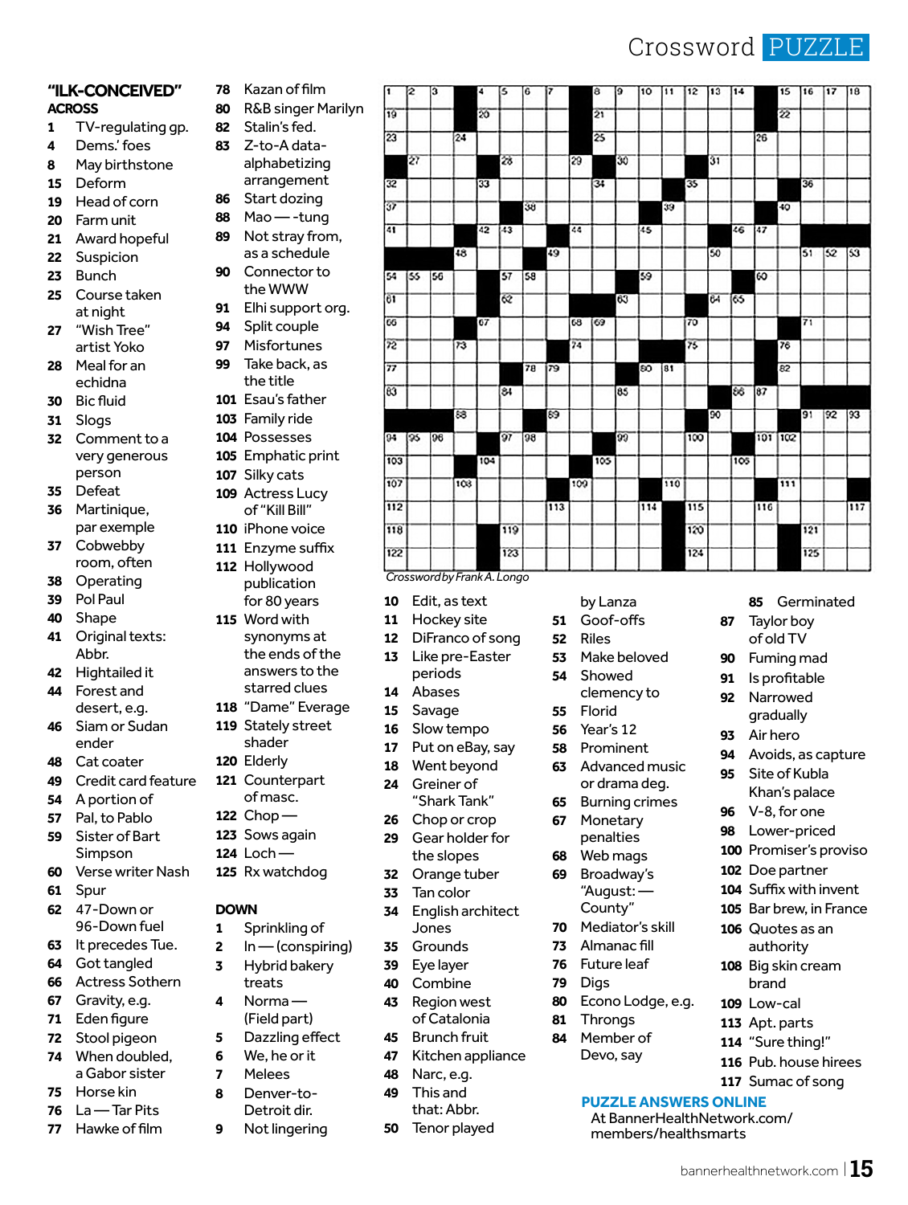# Crossword PUZZLE

## "ILK-CONCEIVED"

### ACROSS

1 TV-regulating gp.
4 Dems.' foes
8 May birthstone
15 Deform
19 Head of corn
20 Farm unit
21 Award hopeful
22 Suspicion
23 Bunch
25 Course taken at night
27 "Wish Tree" artist Yoko
28 Meal for an echidna
30 Bic fluid
31 Slogs
32 Comment to a very generous person
35 Defeat
36 Martinique, par exemple
37 Cobwebby room, often
38 Operating
39 Pol Paul
40 Shape
41 Original texts: Abbr.
42 Hightailed it
44 Forest and desert, e.g.
46 Siam or Sudan ender
48 Cat coater
49 Credit card feature
54 A portion of
57 Pal, to Pablo
59 Sister of Bart Simpson
60 Verse writer Nash
61 Spur
62 47-Down or 96-Down fuel
63 It precedes Tue.
64 Got tangled
66 Actress Sothern
67 Gravity, e.g.
71 Eden figure
72 Stool pigeon
74 When doubled, a Gabor sister
75 Horse kin
76 La — Tar Pits
77 Hawke of film
78 Kazan of film
80 R&B singer Marilyn
82 Stalin's fed.
83 Z-to-A data-alphabetizing arrangement
86 Start dozing
88 Mao — -tung
89 Not stray from, as a schedule
90 Connector to the WWW
91 Elhi support org.
94 Split couple
97 Misfortunes
99 Take back, as the title
101 Esau's father
103 Family ride
104 Possesses
105 Emphatic print
107 Silky cats
109 Actress Lucy of "Kill Bill"
110 iPhone voice
111 Enzyme suffix
112 Hollywood publication for 80 years
115 Word with synonyms at the ends of the answers to the starred clues
118 "Dame" Everage
119 Stately street shader
120 Elderly
121 Counterpart of masc.
122 Chop —
123 Sows again
124 Loch —
125 Rx watchdog

### DOWN

1 Sprinkling of
2 In — (conspiring)
3 Hybrid bakery treats
4 Norma — (Field part)
5 Dazzling effect
6 We, he or it
7 Melees
8 Denver-to-Detroit dir.
9 Not lingering
10 Edit, as text
11 Hockey site
12 DiFranco of song
13 Like pre-Easter periods
14 Abases
15 Savage
16 Slow tempo
17 Put on eBay, say
18 Went beyond
24 Greiner of "Shark Tank"
26 Chop or crop
29 Gear holder for the slopes
32 Orange tuber
33 Tan color
34 English architect Jones
35 Grounds
39 Eye layer
40 Combine
43 Region west of Catalonia
45 Brunch fruit
47 Kitchen appliance
48 Narc, e.g.
49 This and that: Abbr.
50 Tenor played by Lanza
51 Goof-offs
52 Riles
53 Make beloved
54 Showed clemency to
55 Florid
56 Year's 12
58 Prominent
63 Advanced music or drama deg.
65 Burning crimes
67 Monetary penalties
68 Web mags
69 Broadway's "August: — County"
70 Mediator's skill
73 Almanac fill
76 Future leaf
79 Digs
80 Econo Lodge, e.g.
81 Throngs
84 Member of Devo, say
85 Germinated
87 Taylor boy of old TV
90 Fuming mad
91 Is profitable
92 Narrowed gradually
93 Air hero
94 Avoids, as capture
95 Site of Kubla Khan's palace
96 V-8, for one
98 Lower-priced
100 Promiser's proviso
102 Doe partner
104 Suffix with invent
105 Bar brew, in France
106 Quotes as an authority
108 Big skin cream brand
109 Low-cal
113 Apt. parts
114 "Sure thing!"
116 Pub. house hirees
117 Sumac of song

*Crossword by Frank A. Longo*

**PUZZLE ANSWERS ONLINE**
At BannerHealthNetwork.com/members/healthsmarts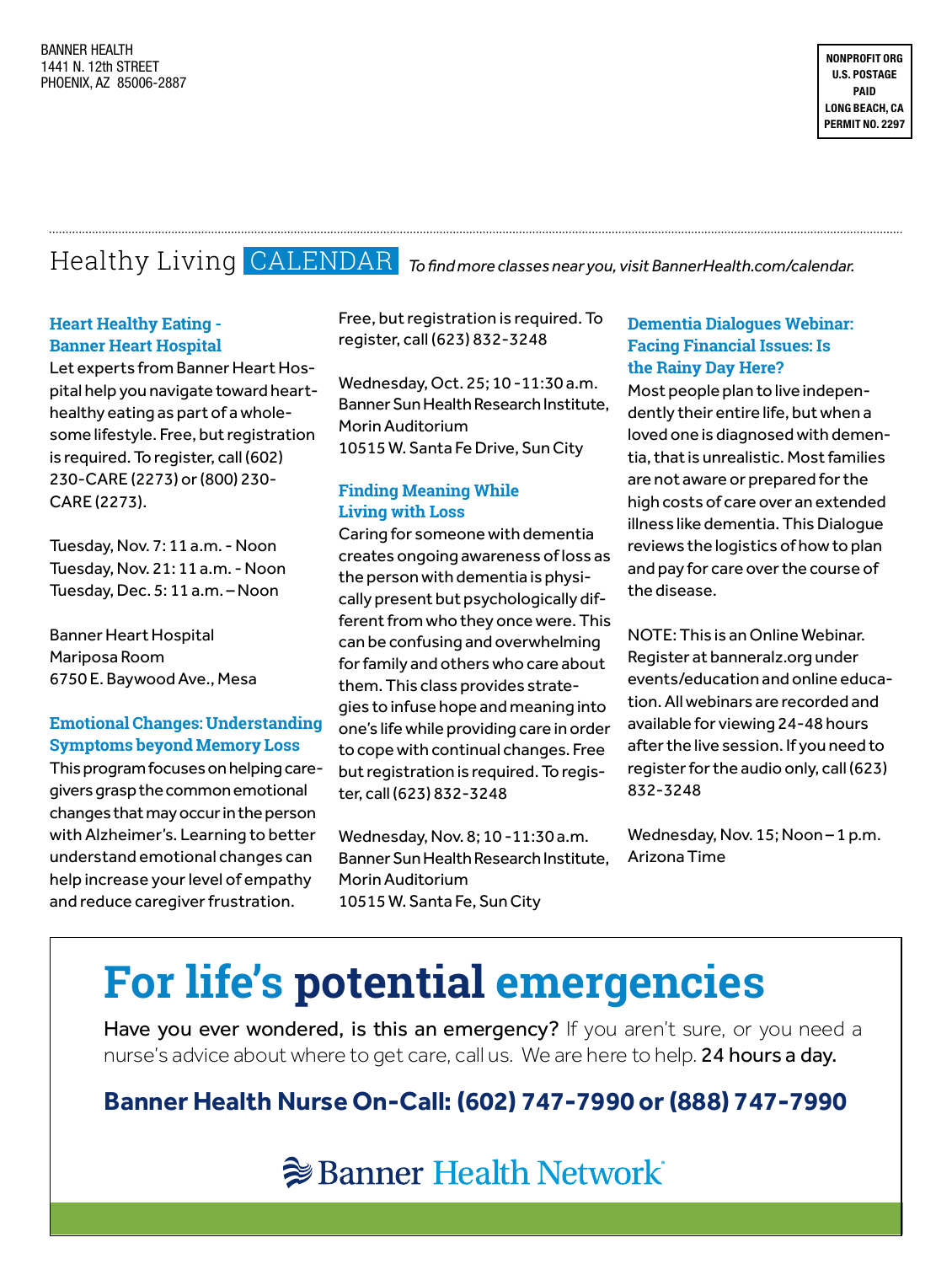BANNER HEALTH
1441 N. 12th STREET
PHOENIX, AZ 85006-2887

NONPROFIT ORG
U.S. POSTAGE
PAID
LONG BEACH, CA
PERMIT NO. 2297

# Healthy Living CALENDAR

*To find more classes near you, visit BannerHealth.com/calendar.*

### Heart Healthy Eating - Banner Heart Hospital

Let experts from Banner Heart Hospital help you navigate toward heart-healthy eating as part of a wholesome lifestyle. Free, but registration is required. To register, call (602) 230-CARE (2273) or (800) 230-CARE (2273).

Tuesday, Nov. 7: 11 a.m. - Noon
Tuesday, Nov. 21: 11 a.m. - Noon
Tuesday, Dec. 5: 11 a.m. – Noon

Banner Heart Hospital
Mariposa Room
6750 E. Baywood Ave., Mesa

### Emotional Changes: Understanding Symptoms beyond Memory Loss

This program focuses on helping caregivers grasp the common emotional changes that may occur in the person with Alzheimer's. Learning to better understand emotional changes can help increase your level of empathy and reduce caregiver frustration. Free, but registration is required. To register, call (623) 832-3248

Wednesday, Oct. 25; 10 -11:30 a.m.
Banner Sun Health Research Institute, Morin Auditorium
10515 W. Santa Fe Drive, Sun City

### Finding Meaning While Living with Loss

Caring for someone with dementia creates ongoing awareness of loss as the person with dementia is physically present but psychologically different from who they once were. This can be confusing and overwhelming for family and others who care about them. This class provides strategies to infuse hope and meaning into one's life while providing care in order to cope with continual changes. Free but registration is required. To register, call (623) 832-3248

Wednesday, Nov. 8; 10 -11:30 a.m.
Banner Sun Health Research Institute, Morin Auditorium
10515 W. Santa Fe, Sun City

### Dementia Dialogues Webinar: Facing Financial Issues: Is the Rainy Day Here?

Most people plan to live independently their entire life, but when a loved one is diagnosed with dementia, that is unrealistic. Most families are not aware or prepared for the high costs of care over an extended illness like dementia. This Dialogue reviews the logistics of how to plan and pay for care over the course of the disease.

NOTE: This is an Online Webinar. Register at banneralz.org under events/education and online education. All webinars are recorded and available for viewing 24-48 hours after the live session. If you need to register for the audio only, call (623) 832-3248

Wednesday, Nov. 15; Noon – 1 p.m. Arizona Time

# For life's potential emergencies

Have you ever wondered, is this an emergency? If you aren't sure, or you need a nurse's advice about where to get care, call us. We are here to help. 24 hours a day.

**Banner Health Nurse On-Call: (602) 747-7990 or (888) 747-7990**

Banner Health Network